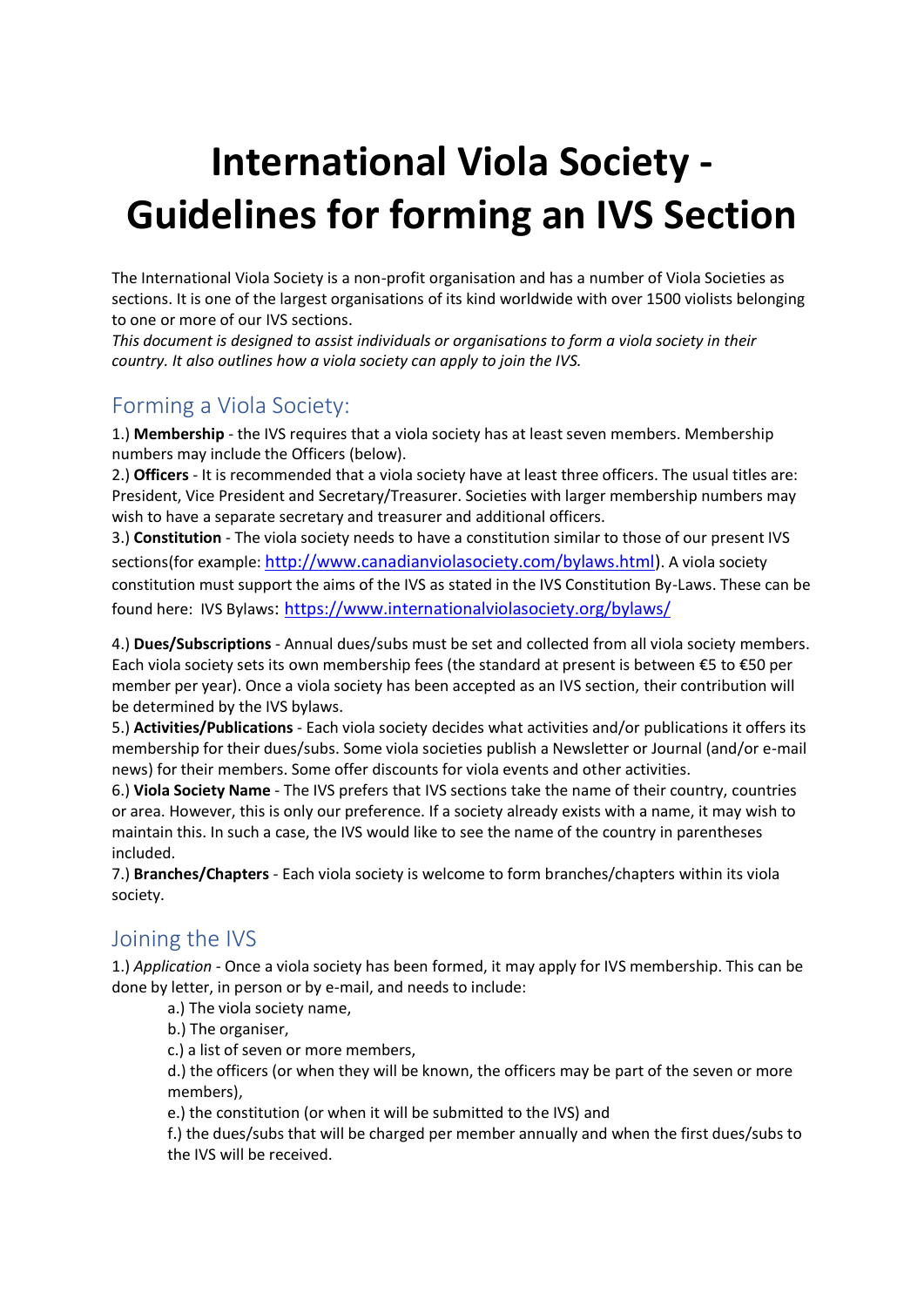# International Viola Society - Guidelines for forming an IVS Section

The International Viola Society is a non-profit organisation and has a number of Viola Societies as sections. It is one of the largest organisations of its kind worldwide with over 1500 violists belonging to one or more of our IVS sections.

*This document is designed to assist individuals or organisations to form a viola society in their country. It also outlines how a viola society can apply to join the IVS.*

## Forming a Viola Society:

1.) **Membership** - the IVS requires that a viola society has at least seven members. Membership numbers may include the Officers (below).

2.) **Officers** - It is recommended that a viola society have at least three officers. The usual titles are: President, Vice President and Secretary/Treasurer. Societies with larger membership numbers may wish to have a separate secretary and treasurer and additional officers.

3.) **Constitution** - The viola society needs to have a constitution similar to those of our present IVS sections(for example: http://www.canadianviolasociety.com/bylaws.html). A viola society constitution must support the aims of the IVS as stated in the IVS Constitution By-Laws. These can be found here: IVS Bylaws: https://www.internationalviolasociety.org/bylaws/

4.) **Dues/Subscriptions** - Annual dues/subs must be set and collected from all viola society members. Each viola society sets its own membership fees (the standard at present is between €5 to €50 per member per year). Once a viola society has been accepted as an IVS section, their contribution will be determined by the IVS bylaws.

5.) **Activities/Publications** - Each viola society decides what activities and/or publications it offers its membership for their dues/subs. Some viola societies publish a Newsletter or Journal (and/or e-mail news) for their members. Some offer discounts for viola events and other activities.

6.) **Viola Society Name** - The IVS prefers that IVS sections take the name of their country, countries or area. However, this is only our preference. If a society already exists with a name, it may wish to maintain this. In such a case, the IVS would like to see the name of the country in parentheses included.

7.) **Branches/Chapters** - Each viola society is welcome to form branches/chapters within its viola society.

## Joining the IVS

1.) *Application* - Once a viola society has been formed, it may apply for IVS membership. This can be done by letter, in person or by e-mail, and needs to include:

- a.) The viola society name,
- b.) The organiser,
- c.) a list of seven or more members,
- d.) the officers (or when they will be known, the officers may be part of the seven or more members),
- e.) the constitution (or when it will be submitted to the IVS) and
- f.) the dues/subs that will be charged per member annually and when the first dues/subs to the IVS will be received.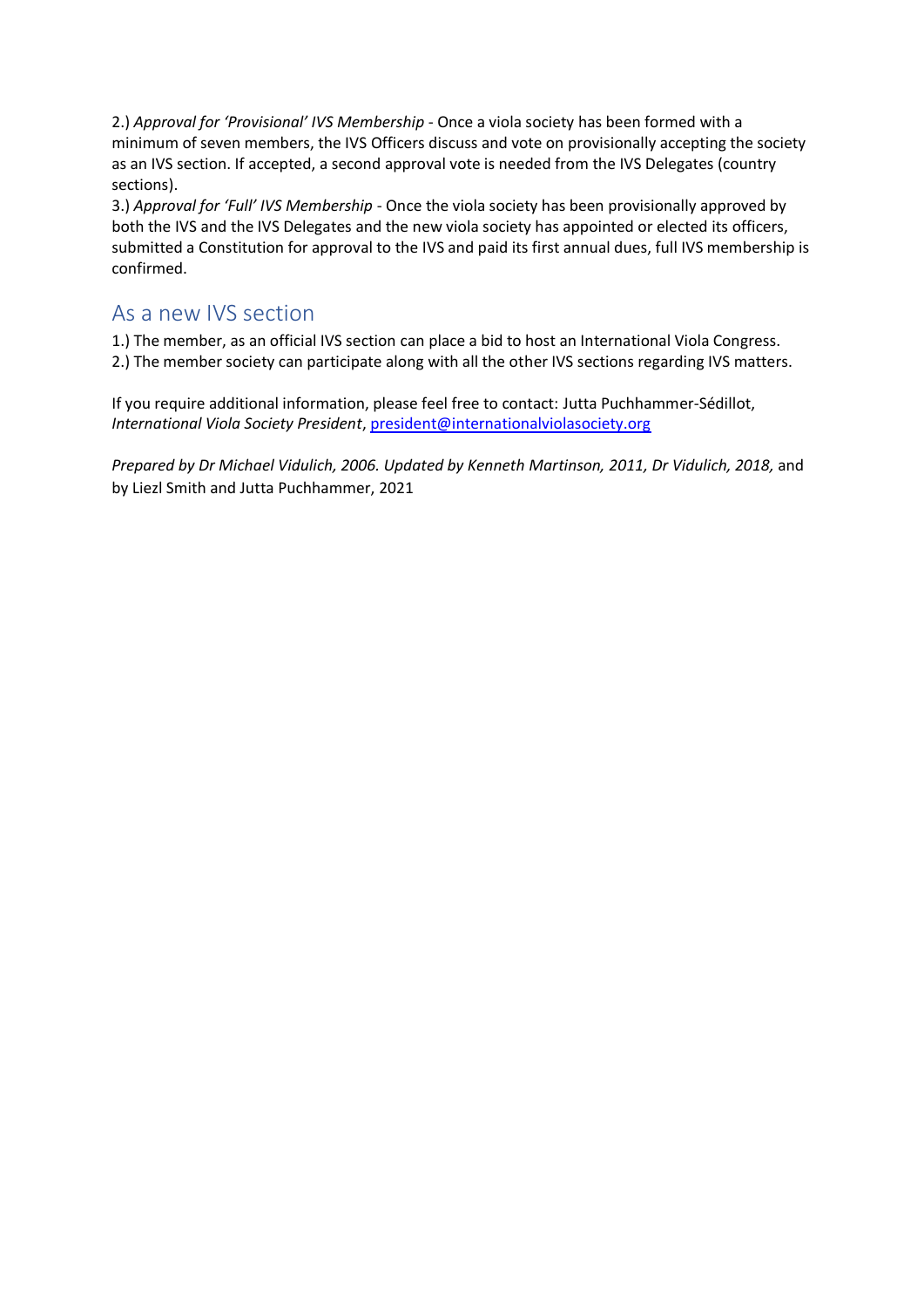2.) *Approval for 'Provisional' IVS Membership* - Once a viola society has been formed with a minimum of seven members, the IVS Officers discuss and vote on provisionally accepting the society as an IVS section. If accepted, a second approval vote is needed from the IVS Delegates (country sections).

3.) *Approval for 'Full' IVS Membership* - Once the viola society has been provisionally approved by both the IVS and the IVS Delegates and the new viola society has appointed or elected its officers, submitted a Constitution for approval to the IVS and paid its first annual dues, full IVS membership is confirmed.

## As a new IVS section

1.) The member, as an official IVS section can place a bid to host an International Viola Congress.
2.) The member society can participate along with all the other IVS sections regarding IVS matters.

If you require additional information, please feel free to contact: Jutta Puchhammer-Sédillot, *International Viola Society President*, [president@internationalviolasociety.org](mailto:president@internationalviolasociety.org)

*Prepared by Dr Michael Vidulich, 2006. Updated by Kenneth Martinson, 2011, Dr Vidulich, 2018,* and by Liezl Smith and Jutta Puchhammer, 2021